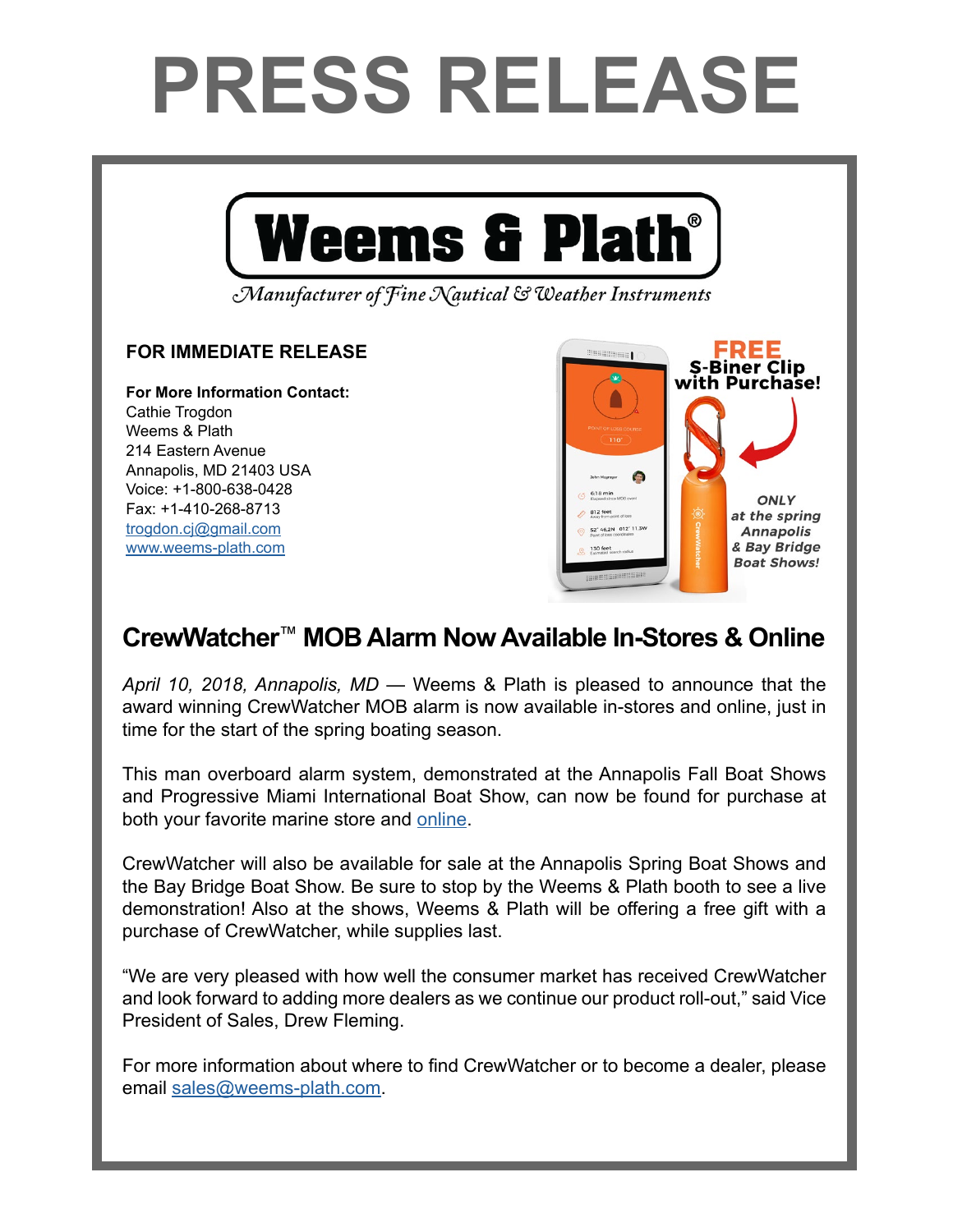# PRESS RELEASE

**Weems & Plath®**

*Manufacturer of Fine Nautical & Weather Instruments*

**FOR IMMEDIATE RELEASE**

**For More Information Contact:**
Cathie Trogdon
Weems & Plath
214 Eastern Avenue
Annapolis, MD 21403 USA
Voice: +1-800-638-0428
Fax: +1-410-268-8713
[trogdon.cj@gmail.com](mailto:trogdon.cj@gmail.com)
[www.weems-plath.com](http://www.weems-plath.com)

**FREE S-Biner Clip with Purchase!**

*ONLY at the spring Annapolis & Bay Bridge Boat Shows!*

## CrewWatcher™ MOB Alarm Now Available In-Stores & Online

*April 10, 2018, Annapolis, MD* — Weems & Plath is pleased to announce that the award winning CrewWatcher MOB alarm is now available in-stores and online, just in time for the start of the spring boating season.

This man overboard alarm system, demonstrated at the Annapolis Fall Boat Shows and Progressive Miami International Boat Show, can now be found for purchase at both your favorite marine store and online.

CrewWatcher will also be available for sale at the Annapolis Spring Boat Shows and the Bay Bridge Boat Show. Be sure to stop by the Weems & Plath booth to see a live demonstration! Also at the shows, Weems & Plath will be offering a free gift with a purchase of CrewWatcher, while supplies last.

"We are very pleased with how well the consumer market has received CrewWatcher and look forward to adding more dealers as we continue our product roll-out," said Vice President of Sales, Drew Fleming.

For more information about where to find CrewWatcher or to become a dealer, please email [sales@weems-plath.com](mailto:sales@weems-plath.com).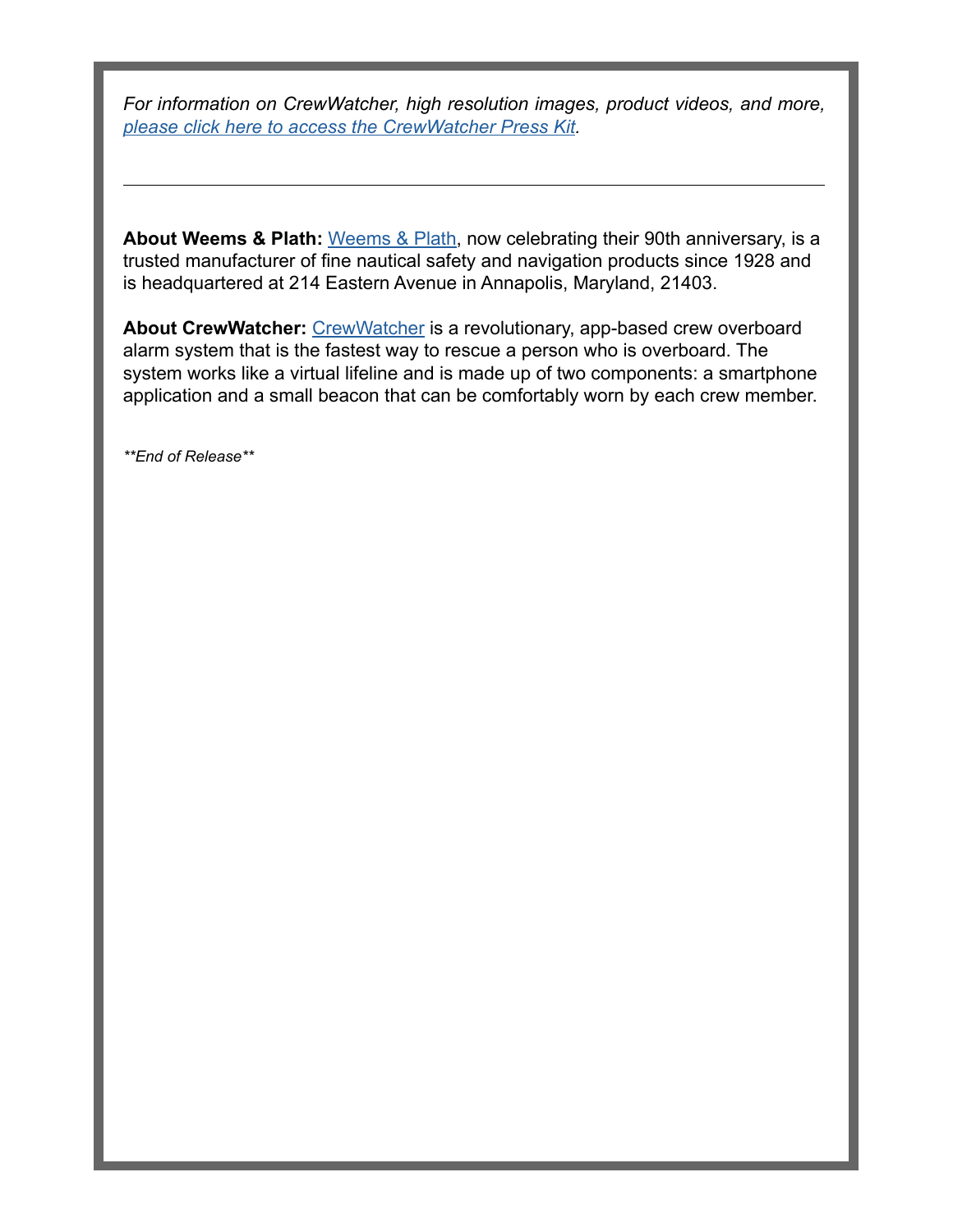*For information on CrewWatcher, high resolution images, product videos, and more, please click here to access the CrewWatcher Press Kit.*

---

**About Weems & Plath:** Weems & Plath, now celebrating their 90th anniversary, is a trusted manufacturer of fine nautical safety and navigation products since 1928 and is headquartered at 214 Eastern Avenue in Annapolis, Maryland, 21403.

**About CrewWatcher:** CrewWatcher is a revolutionary, app-based crew overboard alarm system that is the fastest way to rescue a person who is overboard. The system works like a virtual lifeline and is made up of two components: a smartphone application and a small beacon that can be comfortably worn by each crew member.

*\*\*End of Release\*\**